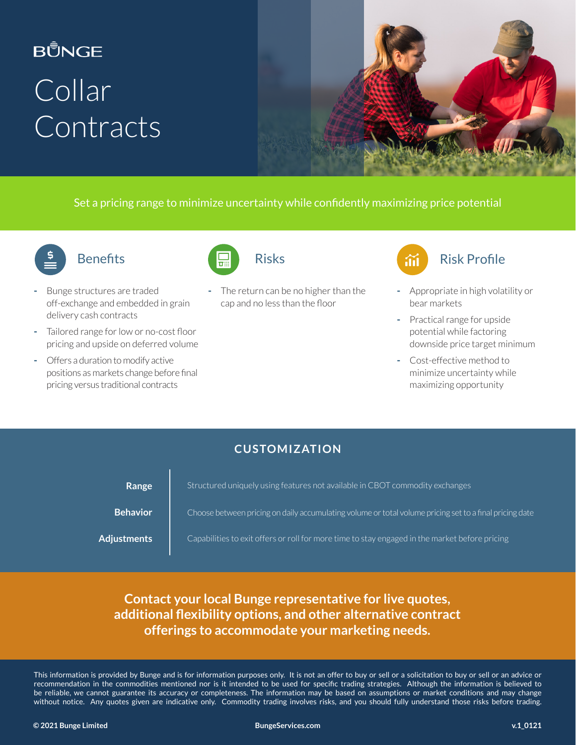BUNGE

# Collar Contracts

Set a pricing range to minimize uncertainty while confidently maximizing price potential

## Benefits

- Bunge structures are traded off-exchange and embedded in grain delivery cash contracts
- Tailored range for low or no-cost floor pricing and upside on deferred volume
- Offers a duration to modify active positions as markets change before final pricing versus traditional contracts

## Risks

- The return can be no higher than the cap and no less than the floor

## Risk Profile

- Appropriate in high volatility or bear markets
- Practical range for upside potential while factoring downside price target minimum
- Cost-effective method to minimize uncertainty while maximizing opportunity

## CUSTOMIZATION

| | |
|---|---|
| **Range** | Structured uniquely using features not available in CBOT commodity exchanges |
| **Behavior** | Choose between pricing on daily accumulating volume or total volume pricing set to a final pricing date |
| **Adjustments** | Capabilities to exit offers or roll for more time to stay engaged in the market before pricing |

**Contact your local Bunge representative for live quotes, additional flexibility options, and other alternative contract offerings to accommodate your marketing needs.**

This information is provided by Bunge and is for information purposes only. It is not an offer to buy or sell or a solicitation to buy or sell or an advice or recommendation in the commodities mentioned nor is it intended to be used for specific trading strategies. Although the information is believed to be reliable, we cannot guarantee its accuracy or completeness. The information may be based on assumptions or market conditions and may change without notice. Any quotes given are indicative only. Commodity trading involves risks, and you should fully understand those risks before trading.

**© 2021 Bunge Limited** **BungeServices.com** **v.1_0121**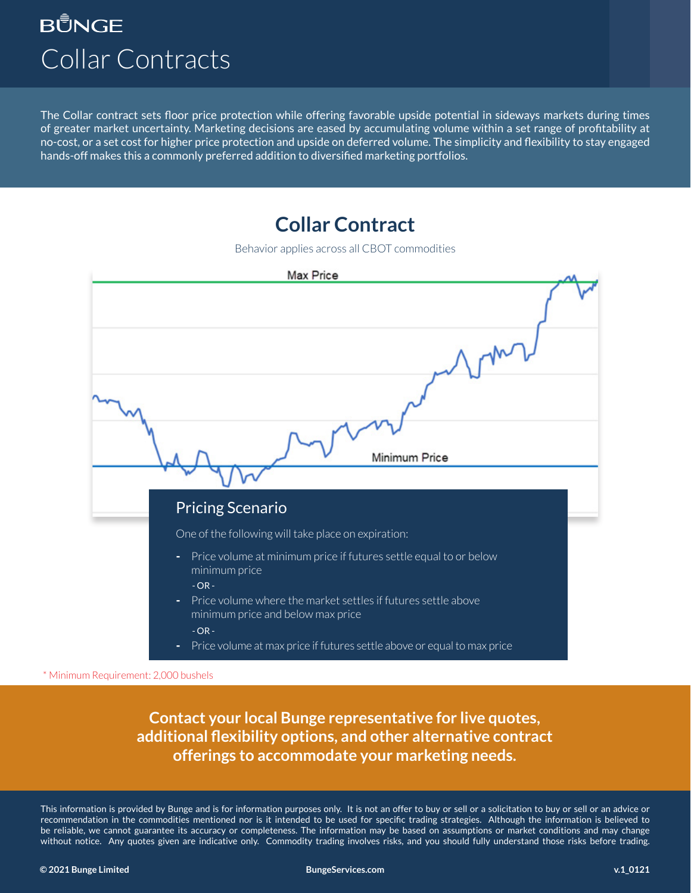BUNGE

# Collar Contracts

The Collar contract sets floor price protection while offering favorable upside potential in sideways markets during times of greater market uncertainty. Marketing decisions are eased by accumulating volume within a set range of profitability at no-cost, or a set cost for higher price protection and upside on deferred volume. The simplicity and flexibility to stay engaged hands-off makes this a commonly preferred addition to diversified marketing portfolios.

## Collar Contract

Behavior applies across all CBOT commodities

Max Price

Minimum Price

### Pricing Scenario

One of the following will take place on expiration:

- Price volume at minimum price if futures settle equal to or below minimum price

  - OR -

- Price volume where the market settles if futures settle above minimum price and below max price

  - OR -

- Price volume at max price if futures settle above or equal to max price

* Minimum Requirement: 2,000 bushels

**Contact your local Bunge representative for live quotes, additional flexibility options, and other alternative contract offerings to accommodate your marketing needs.**

This information is provided by Bunge and is for information purposes only. It is not an offer to buy or sell or a solicitation to buy or sell or an advice or recommendation in the commodities mentioned nor is it intended to be used for specific trading strategies. Although the information is believed to be reliable, we cannot guarantee its accuracy or completeness. The information may be based on assumptions or market conditions and may change without notice. Any quotes given are indicative only. Commodity trading involves risks, and you should fully understand those risks before trading.

**© 2021 Bunge Limited** **BungeServices.com** **v.1_0121**